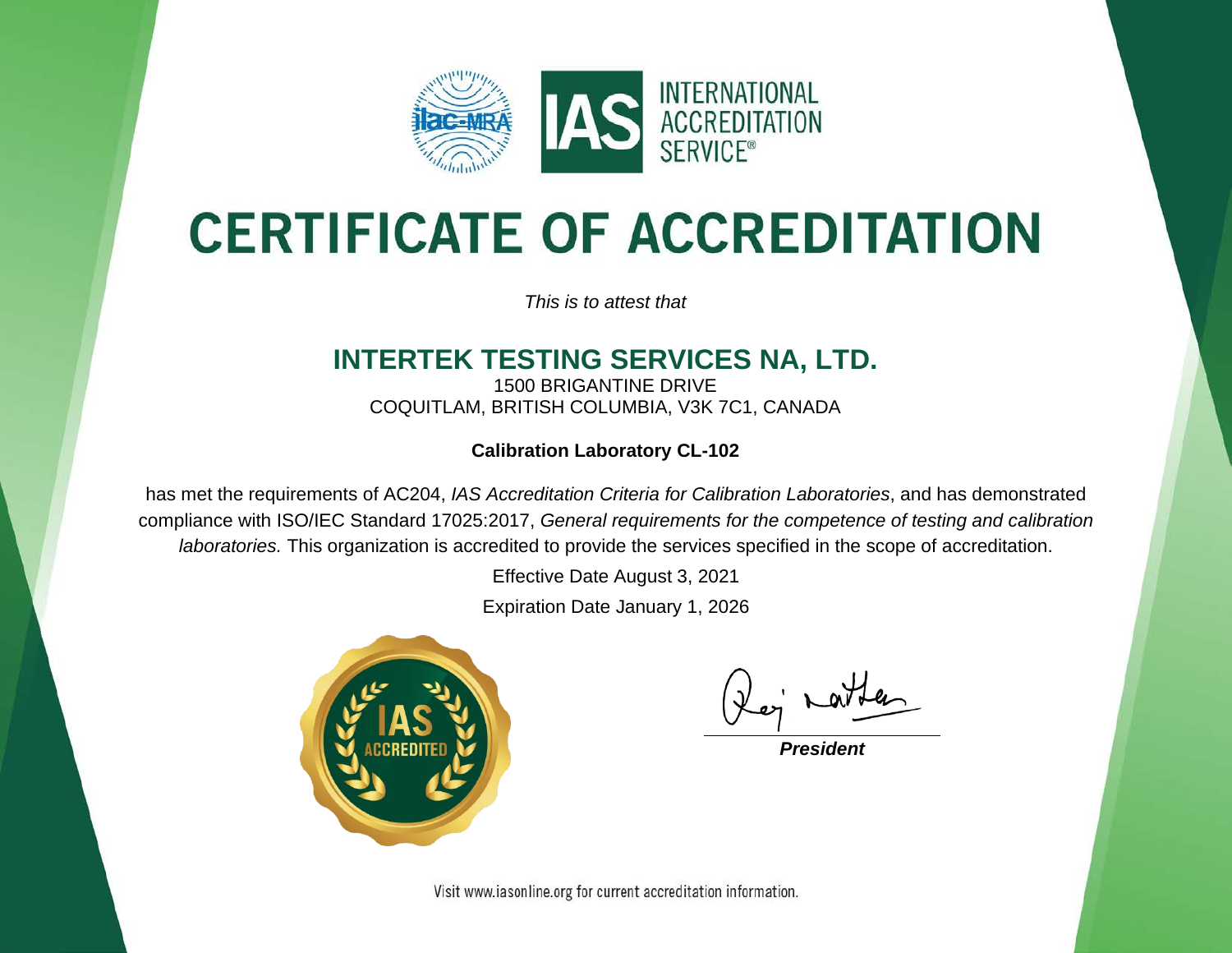INTERNATIONAL ACCREDITATION SERVICE®

# CERTIFICATE OF ACCREDITATION

*This is to attest that*

## INTERTEK TESTING SERVICES NA, LTD.

1500 BRIGANTINE DRIVE
COQUITLAM, BRITISH COLUMBIA, V3K 7C1, CANADA

**Calibration Laboratory CL-102**

has met the requirements of AC204, *IAS Accreditation Criteria for Calibration Laboratories*, and has demonstrated compliance with ISO/IEC Standard 17025:2017, *General requirements for the competence of testing and calibration laboratories.* This organization is accredited to provide the services specified in the scope of accreditation.

Effective Date August 3, 2021

Expiration Date January 1, 2026

IAS ACCREDITED

***President***

Visit www.iasonline.org for current accreditation information.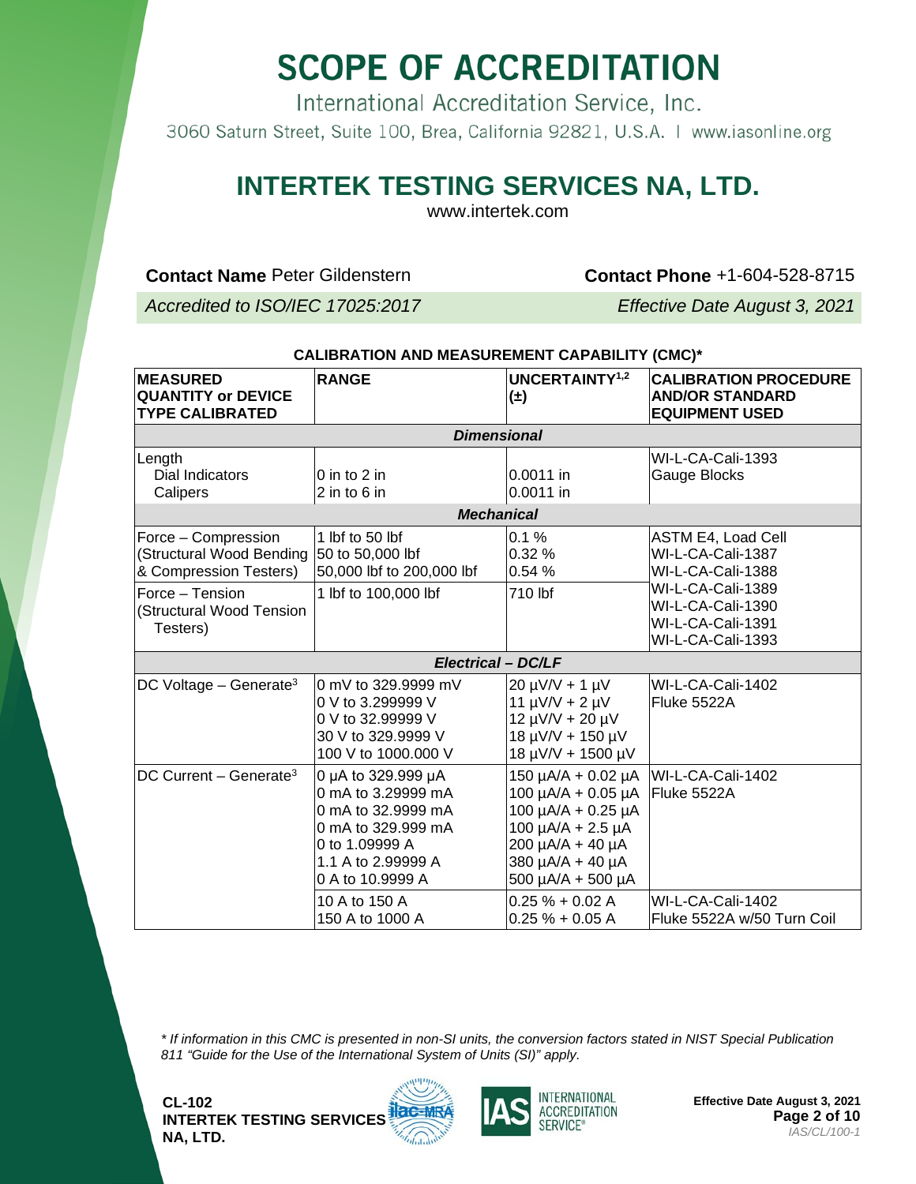# SCOPE OF ACCREDITATION

International Accreditation Service, Inc.

3060 Saturn Street, Suite 100, Brea, California 92821, U.S.A. | www.iasonline.org

## INTERTEK TESTING SERVICES NA, LTD.

www.intertek.com

**Contact Name** Peter Gildenstern **Contact Phone** +1-604-528-8715

*Accredited to ISO/IEC 17025:2017* *Effective Date August 3, 2021*

**CALIBRATION AND MEASUREMENT CAPABILITY (CMC)***

| MEASURED QUANTITY or DEVICE TYPE CALIBRATED | RANGE | UNCERTAINTY[1,2] (±) | CALIBRATION PROCEDURE AND/OR STANDARD EQUIPMENT USED |
|---|---|---|---|
| ***Dimensional*** | | | |
| Length<br>Dial Indicators<br>Calipers | <br>0 in to 2 in<br>2 in to 6 in | <br>0.0011 in<br>0.0011 in | WI-L-CA-Cali-1393<br>Gauge Blocks |
| ***Mechanical*** | | | |
| Force – Compression (Structural Wood Bending & Compression Testers) | 1 lbf to 50 lbf<br>50 to 50,000 lbf<br>50,000 lbf to 200,000 lbf | 0.1 %<br>0.32 %<br>0.54 % | ASTM E4, Load Cell<br>WI-L-CA-Cali-1387<br>WI-L-CA-Cali-1388<br>WI-L-CA-Cali-1389<br>WI-L-CA-Cali-1390<br>WI-L-CA-Cali-1391<br>WI-L-CA-Cali-1393 |
| Force – Tension (Structural Wood Tension Testers) | 1 lbf to 100,000 lbf | 710 lbf | |
| ***Electrical – DC/LF*** | | | |
| DC Voltage – Generate[3] | 0 mV to 329.9999 mV<br>0 V to 3.299999 V<br>0 V to 32.99999 V<br>30 V to 329.9999 V<br>100 V to 1000.000 V | 20 µV/V + 1 µV<br>11 µV/V + 2 µV<br>12 µV/V + 20 µV<br>18 µV/V + 150 µV<br>18 µV/V + 1500 µV | WI-L-CA-Cali-1402<br>Fluke 5522A |
| DC Current – Generate[3] | 0 µA to 329.999 µA<br>0 mA to 3.29999 mA<br>0 mA to 32.9999 mA<br>0 mA to 329.999 mA<br>0 to 1.09999 A<br>1.1 A to 2.99999 A<br>0 A to 10.9999 A | 150 µA/A + 0.02 µA<br>100 µA/A + 0.05 µA<br>100 µA/A + 0.25 µA<br>100 µA/A + 2.5 µA<br>200 µA/A + 40 µA<br>380 µA/A + 40 µA<br>500 µA/A + 500 µA | WI-L-CA-Cali-1402<br>Fluke 5522A |
| | 10 A to 150 A<br>150 A to 1000 A | 0.25 % + 0.02 A<br>0.25 % + 0.05 A | WI-L-CA-Cali-1402<br>Fluke 5522A w/50 Turn Coil |

*\* If information in this CMC is presented in non-SI units, the conversion factors stated in NIST Special Publication 811 "Guide for the Use of the International System of Units (SI)" apply.*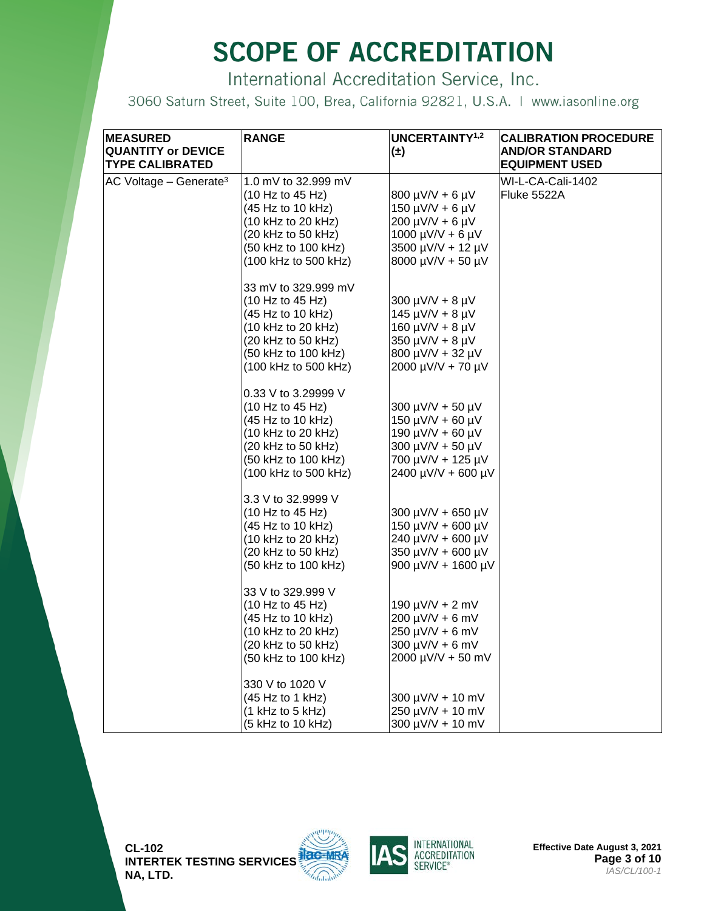# SCOPE OF ACCREDITATION

International Accreditation Service, Inc.

3060 Saturn Street, Suite 100, Brea, California 92821, U.S.A. | www.iasonline.org

| MEASURED QUANTITY or DEVICE TYPE CALIBRATED | RANGE | UNCERTAINTY[1,2] (±) | CALIBRATION PROCEDURE AND/OR STANDARD EQUIPMENT USED |
|---|---|---|---|
| AC Voltage – Generate[3] | 1.0 mV to 32.999 mV | | WI-L-CA-Cali-1402 |
| | (10 Hz to 45 Hz) | 800 µV/V + 6 µV | Fluke 5522A |
| | (45 Hz to 10 kHz) | 150 µV/V + 6 µV | |
| | (10 kHz to 20 kHz) | 200 µV/V + 6 µV | |
| | (20 kHz to 50 kHz) | 1000 µV/V + 6 µV | |
| | (50 kHz to 100 kHz) | 3500 µV/V + 12 µV | |
| | (100 kHz to 500 kHz) | 8000 µV/V + 50 µV | |
| | 33 mV to 329.999 mV | | |
| | (10 Hz to 45 Hz) | 300 µV/V + 8 µV | |
| | (45 Hz to 10 kHz) | 145 µV/V + 8 µV | |
| | (10 kHz to 20 kHz) | 160 µV/V + 8 µV | |
| | (20 kHz to 50 kHz) | 350 µV/V + 8 µV | |
| | (50 kHz to 100 kHz) | 800 µV/V + 32 µV | |
| | (100 kHz to 500 kHz) | 2000 µV/V + 70 µV | |
| | 0.33 V to 3.29999 V | | |
| | (10 Hz to 45 Hz) | 300 µV/V + 50 µV | |
| | (45 Hz to 10 kHz) | 150 µV/V + 60 µV | |
| | (10 kHz to 20 kHz) | 190 µV/V + 60 µV | |
| | (20 kHz to 50 kHz) | 300 µV/V + 50 µV | |
| | (50 kHz to 100 kHz) | 700 µV/V + 125 µV | |
| | (100 kHz to 500 kHz) | 2400 µV/V + 600 µV | |
| | 3.3 V to 32.9999 V | | |
| | (10 Hz to 45 Hz) | 300 µV/V + 650 µV | |
| | (45 Hz to 10 kHz) | 150 µV/V + 600 µV | |
| | (10 kHz to 20 kHz) | 240 µV/V + 600 µV | |
| | (20 kHz to 50 kHz) | 350 µV/V + 600 µV | |
| | (50 kHz to 100 kHz) | 900 µV/V + 1600 µV | |
| | 33 V to 329.999 V | | |
| | (10 Hz to 45 Hz) | 190 µV/V + 2 mV | |
| | (45 Hz to 10 kHz) | 200 µV/V + 6 mV | |
| | (10 kHz to 20 kHz) | 250 µV/V + 6 mV | |
| | (20 kHz to 50 kHz) | 300 µV/V + 6 mV | |
| | (50 kHz to 100 kHz) | 2000 µV/V + 50 mV | |
| | 330 V to 1020 V | | |
| | (45 Hz to 1 kHz) | 300 µV/V + 10 mV | |
| | (1 kHz to 5 kHz) | 250 µV/V + 10 mV | |
| | (5 kHz to 10 kHz) | 300 µV/V + 10 mV | |

CL-102
INTERTEK TESTING SERVICES NA, LTD.

Effective Date August 3, 2021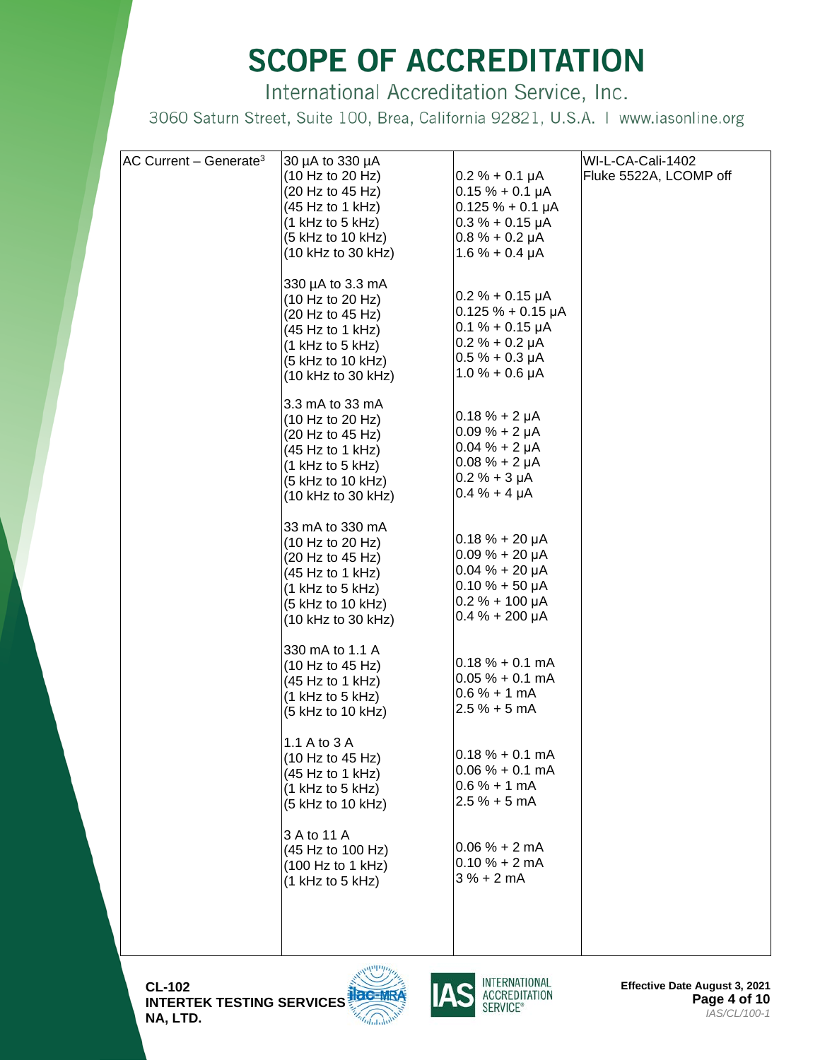# SCOPE OF ACCREDITATION

International Accreditation Service, Inc.

3060 Saturn Street, Suite 100, Brea, California 92821, U.S.A. | www.iasonline.org

| | | | |
|---|---|---|---|
| AC Current – Generate[3] | 30 µA to 330 µA | | WI-L-CA-Cali-1402 |
| | (10 Hz to 20 Hz) | 0.2 % + 0.1 µA | Fluke 5522A, LCOMP off |
| | (20 Hz to 45 Hz) | 0.15 % + 0.1 µA | |
| | (45 Hz to 1 kHz) | 0.125 % + 0.1 µA | |
| | (1 kHz to 5 kHz) | 0.3 % + 0.15 µA | |
| | (5 kHz to 10 kHz) | 0.8 % + 0.2 µA | |
| | (10 kHz to 30 kHz) | 1.6 % + 0.4 µA | |
| | 330 µA to 3.3 mA | | |
| | (10 Hz to 20 Hz) | 0.2 % + 0.15 µA | |
| | (20 Hz to 45 Hz) | 0.125 % + 0.15 µA | |
| | (45 Hz to 1 kHz) | 0.1 % + 0.15 µA | |
| | (1 kHz to 5 kHz) | 0.2 % + 0.2 µA | |
| | (5 kHz to 10 kHz) | 0.5 % + 0.3 µA | |
| | (10 kHz to 30 kHz) | 1.0 % + 0.6 µA | |
| | 3.3 mA to 33 mA | | |
| | (10 Hz to 20 Hz) | 0.18 % + 2 µA | |
| | (20 Hz to 45 Hz) | 0.09 % + 2 µA | |
| | (45 Hz to 1 kHz) | 0.04 % + 2 µA | |
| | (1 kHz to 5 kHz) | 0.08 % + 2 µA | |
| | (5 kHz to 10 kHz) | 0.2 % + 3 µA | |
| | (10 kHz to 30 kHz) | 0.4 % + 4 µA | |
| | 33 mA to 330 mA | | |
| | (10 Hz to 20 Hz) | 0.18 % + 20 µA | |
| | (20 Hz to 45 Hz) | 0.09 % + 20 µA | |
| | (45 Hz to 1 kHz) | 0.04 % + 20 µA | |
| | (1 kHz to 5 kHz) | 0.10 % + 50 µA | |
| | (5 kHz to 10 kHz) | 0.2 % + 100 µA | |
| | (10 kHz to 30 kHz) | 0.4 % + 200 µA | |
| | 330 mA to 1.1 A | | |
| | (10 Hz to 45 Hz) | 0.18 % + 0.1 mA | |
| | (45 Hz to 1 kHz) | 0.05 % + 0.1 mA | |
| | (1 kHz to 5 kHz) | 0.6 % + 1 mA | |
| | (5 kHz to 10 kHz) | 2.5 % + 5 mA | |
| | 1.1 A to 3 A | | |
| | (10 Hz to 45 Hz) | 0.18 % + 0.1 mA | |
| | (45 Hz to 1 kHz) | 0.06 % + 0.1 mA | |
| | (1 kHz to 5 kHz) | 0.6 % + 1 mA | |
| | (5 kHz to 10 kHz) | 2.5 % + 5 mA | |
| | 3 A to 11 A | | |
| | (45 Hz to 100 Hz) | 0.06 % + 2 mA | |
| | (100 Hz to 1 kHz) | 0.10 % + 2 mA | |
| | (1 kHz to 5 kHz) | 3 % + 2 mA | |

**CL-102**
**INTERTEK TESTING SERVICES NA, LTD.**

**Effective Date August 3, 2021**

*IAS/CL/100-1*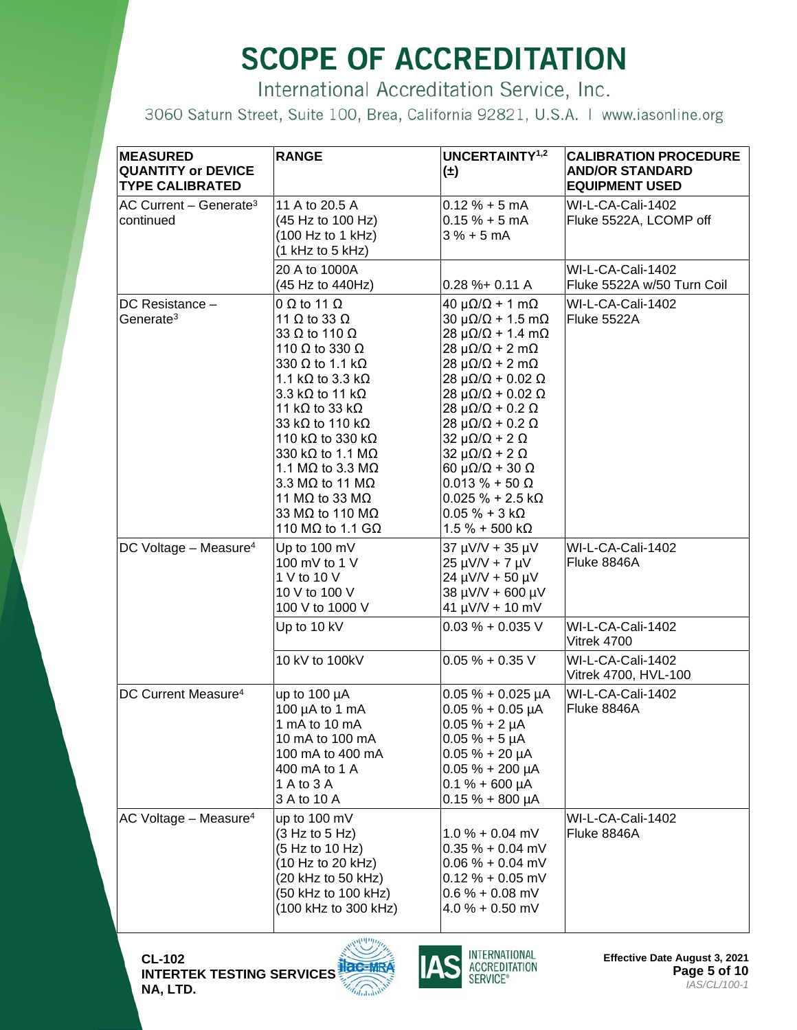# SCOPE OF ACCREDITATION

International Accreditation Service, Inc.

3060 Saturn Street, Suite 100, Brea, California 92821, U.S.A. | www.iasonline.org

| MEASURED QUANTITY or DEVICE TYPE CALIBRATED | RANGE | UNCERTAINTY[1,2] (±) | CALIBRATION PROCEDURE AND/OR STANDARD EQUIPMENT USED |
|---|---|---|---|
| AC Current – Generate[3] continued | 11 A to 20.5 A<br>(45 Hz to 100 Hz)<br>(100 Hz to 1 kHz)<br>(1 kHz to 5 kHz) | 0.12 % + 5 mA<br>0.15 % + 5 mA<br>3 % + 5 mA | WI-L-CA-Cali-1402<br>Fluke 5522A, LCOMP off |
| | 20 A to 1000A<br>(45 Hz to 440Hz) | 0.28 %+ 0.11 A | WI-L-CA-Cali-1402<br>Fluke 5522A w/50 Turn Coil |
| DC Resistance – Generate[3] | 0 Ω to 11 Ω<br>11 Ω to 33 Ω<br>33 Ω to 110 Ω<br>110 Ω to 330 Ω<br>330 Ω to 1.1 kΩ<br>1.1 kΩ to 3.3 kΩ<br>3.3 kΩ to 11 kΩ<br>11 kΩ to 33 kΩ<br>33 kΩ to 110 kΩ<br>110 kΩ to 330 kΩ<br>330 kΩ to 1.1 MΩ<br>1.1 MΩ to 3.3 MΩ<br>3.3 MΩ to 11 MΩ<br>11 MΩ to 33 MΩ<br>33 MΩ to 110 MΩ<br>110 MΩ to 1.1 GΩ | 40 µΩ/Ω + 1 mΩ<br>30 µΩ/Ω + 1.5 mΩ<br>28 µΩ/Ω + 1.4 mΩ<br>28 µΩ/Ω + 2 mΩ<br>28 µΩ/Ω + 2 mΩ<br>28 µΩ/Ω + 0.02 Ω<br>28 µΩ/Ω + 0.02 Ω<br>28 µΩ/Ω + 0.2 Ω<br>28 µΩ/Ω + 0.2 Ω<br>32 µΩ/Ω + 2 Ω<br>32 µΩ/Ω + 2 Ω<br>60 µΩ/Ω + 30 Ω<br>0.013 % + 50 Ω<br>0.025 % + 2.5 kΩ<br>0.05 % + 3 kΩ<br>1.5 % + 500 kΩ | WI-L-CA-Cali-1402<br>Fluke 5522A |
| DC Voltage – Measure[4] | Up to 100 mV<br>100 mV to 1 V<br>1 V to 10 V<br>10 V to 100 V<br>100 V to 1000 V | 37 µV/V + 35 µV<br>25 µV/V + 7 µV<br>24 µV/V + 50 µV<br>38 µV/V + 600 µV<br>41 µV/V + 10 mV | WI-L-CA-Cali-1402<br>Fluke 8846A |
| | Up to 10 kV | 0.03 % + 0.035 V | WI-L-CA-Cali-1402<br>Vitrek 4700 |
| | 10 kV to 100kV | 0.05 % + 0.35 V | WI-L-CA-Cali-1402<br>Vitrek 4700, HVL-100 |
| DC Current Measure[4] | up to 100 µA<br>100 µA to 1 mA<br>1 mA to 10 mA<br>10 mA to 100 mA<br>100 mA to 400 mA<br>400 mA to 1 A<br>1 A to 3 A<br>3 A to 10 A | 0.05 % + 0.025 µA<br>0.05 % + 0.05 µA<br>0.05 % + 2 µA<br>0.05 % + 5 µA<br>0.05 % + 20 µA<br>0.05 % + 200 µA<br>0.1 % + 600 µA<br>0.15 % + 800 µA | WI-L-CA-Cali-1402<br>Fluke 8846A |
| AC Voltage – Measure[4] | up to 100 mV<br>(3 Hz to 5 Hz)<br>(5 Hz to 10 Hz)<br>(10 Hz to 20 kHz)<br>(20 kHz to 50 kHz)<br>(50 kHz to 100 kHz)<br>(100 kHz to 300 kHz) | <br>1.0 % + 0.04 mV<br>0.35 % + 0.04 mV<br>0.06 % + 0.04 mV<br>0.12 % + 0.05 mV<br>0.6 % + 0.08 mV<br>4.0 % + 0.50 mV | WI-L-CA-Cali-1402<br>Fluke 8846A |

**CL-102**
**INTERTEK TESTING SERVICES NA, LTD.**

**Effective Date August 3, 2021**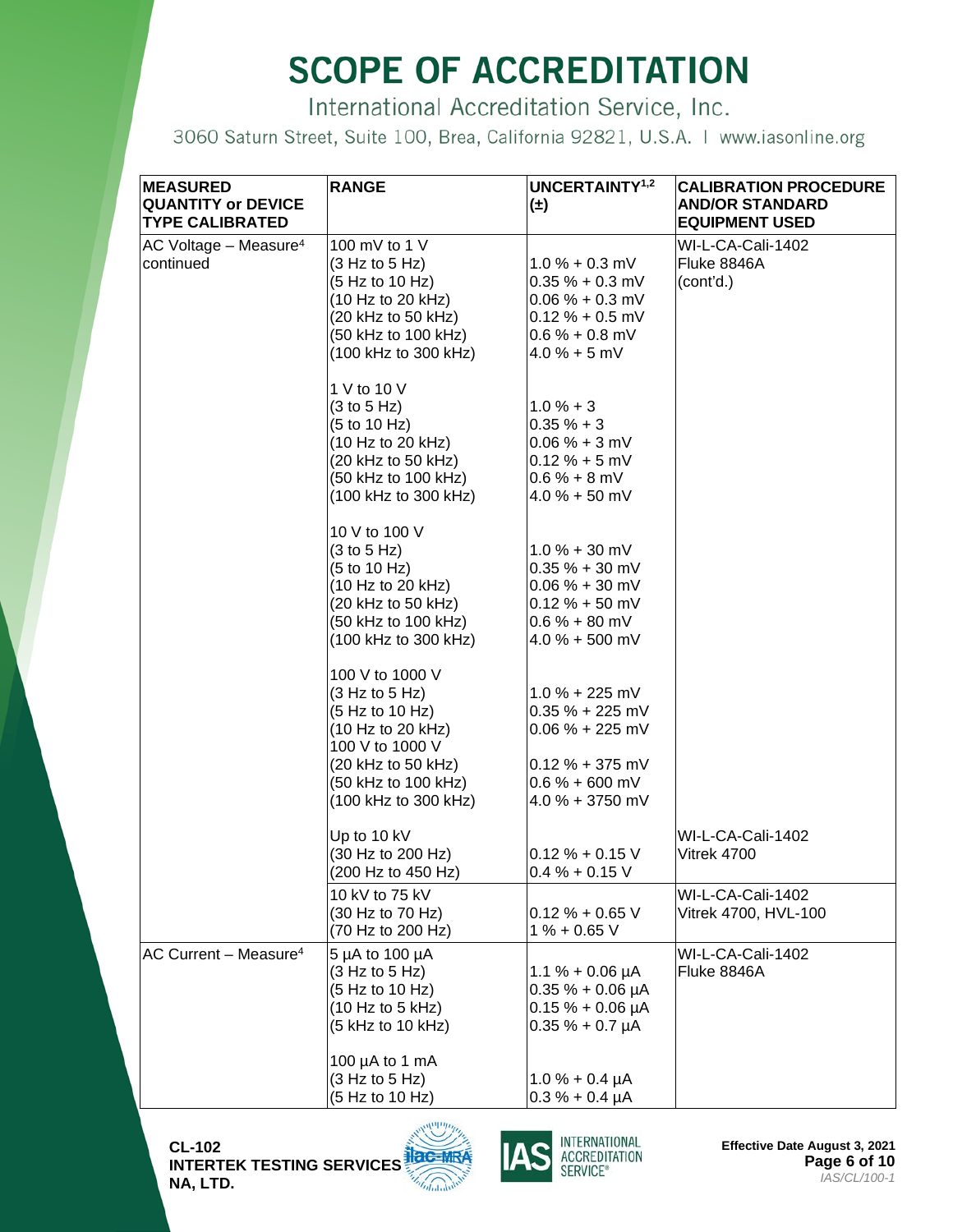# SCOPE OF ACCREDITATION

International Accreditation Service, Inc.

3060 Saturn Street, Suite 100, Brea, California 92821, U.S.A. | www.iasonline.org

| MEASURED QUANTITY or DEVICE TYPE CALIBRATED | RANGE | UNCERTAINTY[1,2] (±) | CALIBRATION PROCEDURE AND/OR STANDARD EQUIPMENT USED |
|---|---|---|---|
| AC Voltage – Measure[4] continued | 100 mV to 1 V<br>(3 Hz to 5 Hz)<br>(5 Hz to 10 Hz)<br>(10 Hz to 20 kHz)<br>(20 kHz to 50 kHz)<br>(50 kHz to 100 kHz)<br>(100 kHz to 300 kHz)<br><br>1 V to 10 V<br>(3 to 5 Hz)<br>(5 to 10 Hz)<br>(10 Hz to 20 kHz)<br>(20 kHz to 50 kHz)<br>(50 kHz to 100 kHz)<br>(100 kHz to 300 kHz)<br><br>10 V to 100 V<br>(3 to 5 Hz)<br>(5 to 10 Hz)<br>(10 Hz to 20 kHz)<br>(20 kHz to 50 kHz)<br>(50 kHz to 100 kHz)<br>(100 kHz to 300 kHz)<br><br>100 V to 1000 V<br>(3 Hz to 5 Hz)<br>(5 Hz to 10 Hz)<br>(10 Hz to 20 kHz)<br>100 V to 1000 V<br>(20 kHz to 50 kHz)<br>(50 kHz to 100 kHz)<br>(100 kHz to 300 kHz) | <br>1.0 % + 0.3 mV<br>0.35 % + 0.3 mV<br>0.06 % + 0.3 mV<br>0.12 % + 0.5 mV<br>0.6 % + 0.8 mV<br>4.0 % + 5 mV<br><br><br>1.0 % + 3<br>0.35 % + 3<br>0.06 % + 3 mV<br>0.12 % + 5 mV<br>0.6 % + 8 mV<br>4.0 % + 50 mV<br><br><br>1.0 % + 30 mV<br>0.35 % + 30 mV<br>0.06 % + 30 mV<br>0.12 % + 50 mV<br>0.6 % + 80 mV<br>4.0 % + 500 mV<br><br><br>1.0 % + 225 mV<br>0.35 % + 225 mV<br>0.06 % + 225 mV<br><br>0.12 % + 375 mV<br>0.6 % + 600 mV<br>4.0 % + 3750 mV | WI-L-CA-Cali-1402<br>Fluke 8846A<br>(cont'd.) |
| | Up to 10 kV<br>(30 Hz to 200 Hz)<br>(200 Hz to 450 Hz) | <br>0.12 % + 0.15 V<br>0.4 % + 0.15 V | WI-L-CA-Cali-1402<br>Vitrek 4700 |
| | 10 kV to 75 kV<br>(30 Hz to 70 Hz)<br>(70 Hz to 200 Hz) | <br>0.12 % + 0.65 V<br>1 % + 0.65 V | WI-L-CA-Cali-1402<br>Vitrek 4700, HVL-100 |
| AC Current – Measure[4] | 5 µA to 100 µA<br>(3 Hz to 5 Hz)<br>(5 Hz to 10 Hz)<br>(10 Hz to 5 kHz)<br>(5 kHz to 10 kHz)<br><br>100 µA to 1 mA<br>(3 Hz to 5 Hz)<br>(5 Hz to 10 Hz) | <br>1.1 % + 0.06 µA<br>0.35 % + 0.06 µA<br>0.15 % + 0.06 µA<br>0.35 % + 0.7 µA<br><br><br>1.0 % + 0.4 µA<br>0.3 % + 0.4 µA | WI-L-CA-Cali-1402<br>Fluke 8846A |

CL-102
INTERTEK TESTING SERVICES NA, LTD.

Effective Date August 3, 2021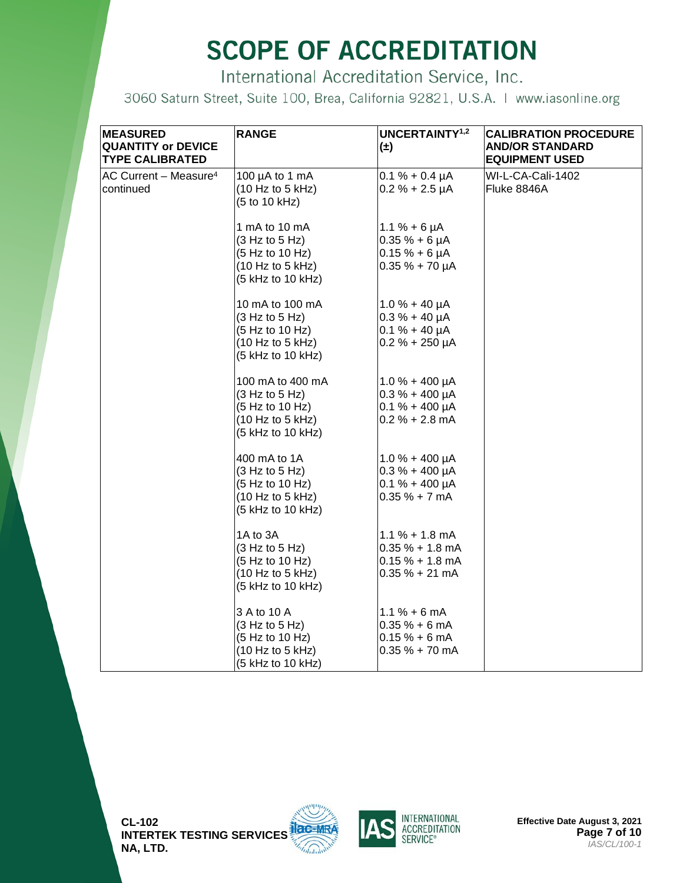# SCOPE OF ACCREDITATION

International Accreditation Service, Inc.

3060 Saturn Street, Suite 100, Brea, California 92821, U.S.A. | www.iasonline.org

| MEASURED QUANTITY or DEVICE TYPE CALIBRATED | RANGE | UNCERTAINTY[1,2] (±) | CALIBRATION PROCEDURE AND/OR STANDARD EQUIPMENT USED |
|---|---|---|---|
| AC Current – Measure[4] continued | 100 µA to 1 mA<br>(10 Hz to 5 kHz)<br>(5 to 10 kHz) | <br>0.1 % + 0.4 µA<br>0.2 % + 2.5 µA | WI-L-CA-Cali-1402<br>Fluke 8846A |
| | 1 mA to 10 mA<br>(3 Hz to 5 Hz)<br>(5 Hz to 10 Hz)<br>(10 Hz to 5 kHz)<br>(5 kHz to 10 kHz) | <br>1.1 % + 6 µA<br>0.35 % + 6 µA<br>0.15 % + 6 µA<br>0.35 % + 70 µA | |
| | 10 mA to 100 mA<br>(3 Hz to 5 Hz)<br>(5 Hz to 10 Hz)<br>(10 Hz to 5 kHz)<br>(5 kHz to 10 kHz) | <br>1.0 % + 40 µA<br>0.3 % + 40 µA<br>0.1 % + 40 µA<br>0.2 % + 250 µA | |
| | 100 mA to 400 mA<br>(3 Hz to 5 Hz)<br>(5 Hz to 10 Hz)<br>(10 Hz to 5 kHz)<br>(5 kHz to 10 kHz) | <br>1.0 % + 400 µA<br>0.3 % + 400 µA<br>0.1 % + 400 µA<br>0.2 % + 2.8 mA | |
| | 400 mA to 1A<br>(3 Hz to 5 Hz)<br>(5 Hz to 10 Hz)<br>(10 Hz to 5 kHz)<br>(5 kHz to 10 kHz) | <br>1.0 % + 400 µA<br>0.3 % + 400 µA<br>0.1 % + 400 µA<br>0.35 % + 7 mA | |
| | 1A to 3A<br>(3 Hz to 5 Hz)<br>(5 Hz to 10 Hz)<br>(10 Hz to 5 kHz)<br>(5 kHz to 10 kHz) | <br>1.1 % + 1.8 mA<br>0.35 % + 1.8 mA<br>0.15 % + 1.8 mA<br>0.35 % + 21 mA | |
| | 3 A to 10 A<br>(3 Hz to 5 Hz)<br>(5 Hz to 10 Hz)<br>(10 Hz to 5 kHz)<br>(5 kHz to 10 kHz) | <br>1.1 % + 6 mA<br>0.35 % + 6 mA<br>0.15 % + 6 mA<br>0.35 % + 70 mA | |

CL-102
INTERTEK TESTING SERVICES NA, LTD.

Effective Date August 3, 2021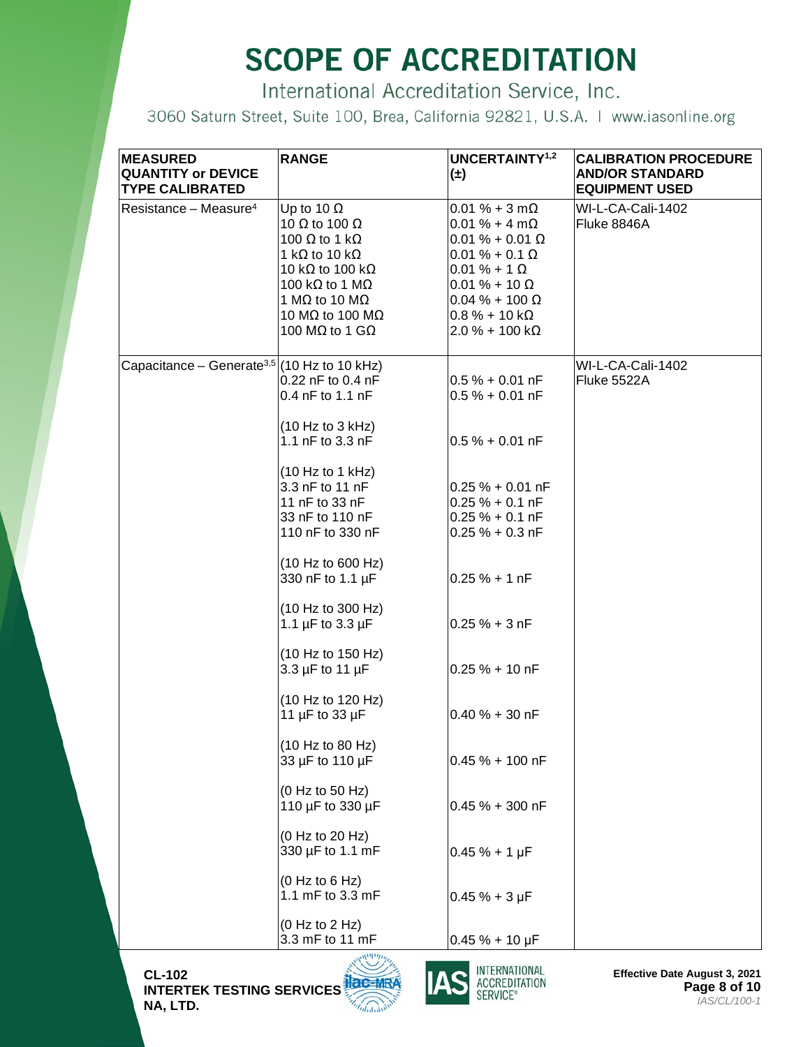# SCOPE OF ACCREDITATION

International Accreditation Service, Inc.

3060 Saturn Street, Suite 100, Brea, California 92821, U.S.A. | www.iasonline.org

| MEASURED QUANTITY or DEVICE TYPE CALIBRATED | RANGE | UNCERTAINTY[1,2] (±) | CALIBRATION PROCEDURE AND/OR STANDARD EQUIPMENT USED |
|---|---|---|---|
| Resistance – Measure[4] | Up to 10 Ω | 0.01 % + 3 mΩ | WI-L-CA-Cali-1402<br>Fluke 8846A |
| | 10 Ω to 100 Ω | 0.01 % + 4 mΩ | |
| | 100 Ω to 1 kΩ | 0.01 % + 0.01 Ω | |
| | 1 kΩ to 10 kΩ | 0.01 % + 0.1 Ω | |
| | 10 kΩ to 100 kΩ | 0.01 % + 1 Ω | |
| | 100 kΩ to 1 MΩ | 0.01 % + 10 Ω | |
| | 1 MΩ to 10 MΩ | 0.04 % + 100 Ω | |
| | 10 MΩ to 100 MΩ | 0.8 % + 10 kΩ | |
| | 100 MΩ to 1 GΩ | 2.0 % + 100 kΩ | |
| Capacitance – Generate[3,5] | (10 Hz to 10 kHz) | | WI-L-CA-Cali-1402<br>Fluke 5522A |
| | 0.22 nF to 0.4 nF | 0.5 % + 0.01 nF | |
| | 0.4 nF to 1.1 nF | 0.5 % + 0.01 nF | |
| | (10 Hz to 3 kHz)<br>1.1 nF to 3.3 nF | 0.5 % + 0.01 nF | |
| | (10 Hz to 1 kHz)<br>3.3 nF to 11 nF | 0.25 % + 0.01 nF | |
| | 11 nF to 33 nF | 0.25 % + 0.1 nF | |
| | 33 nF to 110 nF | 0.25 % + 0.1 nF | |
| | 110 nF to 330 nF | 0.25 % + 0.3 nF | |
| | (10 Hz to 600 Hz)<br>330 nF to 1.1 µF | 0.25 % + 1 nF | |
| | (10 Hz to 300 Hz)<br>1.1 µF to 3.3 µF | 0.25 % + 3 nF | |
| | (10 Hz to 150 Hz)<br>3.3 µF to 11 µF | 0.25 % + 10 nF | |
| | (10 Hz to 120 Hz)<br>11 µF to 33 µF | 0.40 % + 30 nF | |
| | (10 Hz to 80 Hz)<br>33 µF to 110 µF | 0.45 % + 100 nF | |
| | (0 Hz to 50 Hz)<br>110 µF to 330 µF | 0.45 % + 300 nF | |
| | (0 Hz to 20 Hz)<br>330 µF to 1.1 mF | 0.45 % + 1 µF | |
| | (0 Hz to 6 Hz)<br>1.1 mF to 3.3 mF | 0.45 % + 3 µF | |
| | (0 Hz to 2 Hz)<br>3.3 mF to 11 mF | 0.45 % + 10 µF | |

**CL-102**
**INTERTEK TESTING SERVICES NA, LTD.**

**Effective Date August 3, 2021**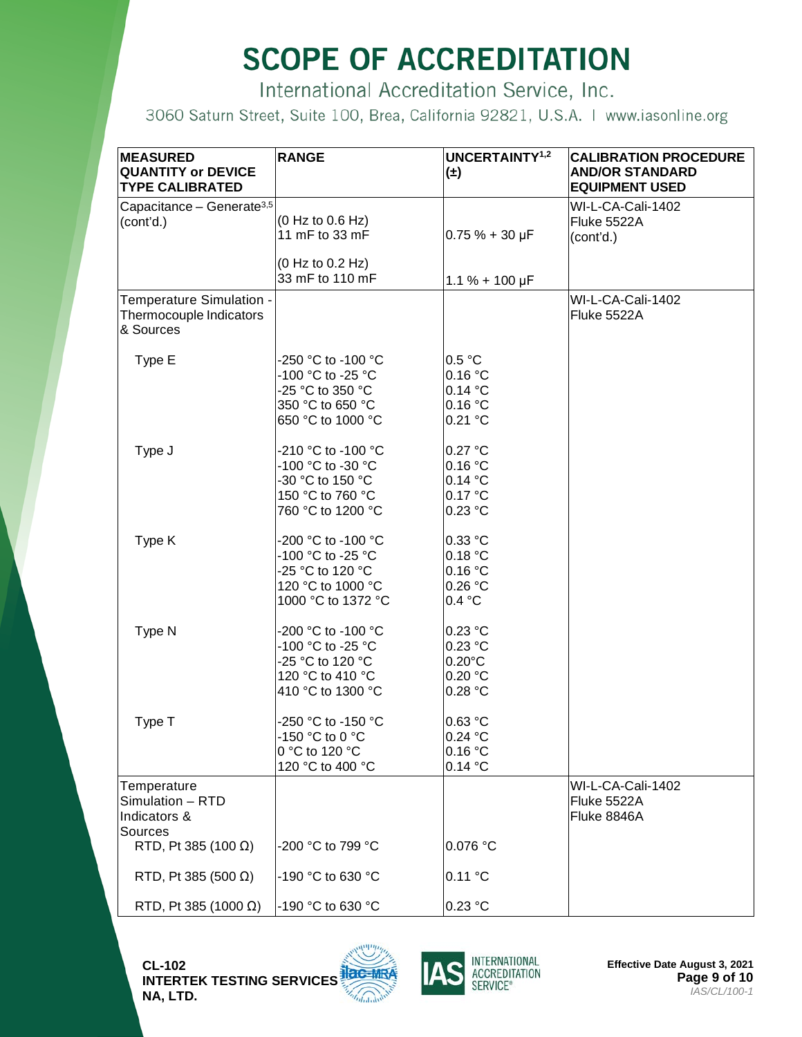# SCOPE OF ACCREDITATION

International Accreditation Service, Inc.

3060 Saturn Street, Suite 100, Brea, California 92821, U.S.A. | www.iasonline.org

| MEASURED QUANTITY or DEVICE TYPE CALIBRATED | RANGE | UNCERTAINTY[1,2] (±) | CALIBRATION PROCEDURE AND/OR STANDARD EQUIPMENT USED |
|---|---|---|---|
| Capacitance – Generate[3,5] (cont'd.) | (0 Hz to 0.6 Hz)<br>11 mF to 33 mF | 0.75 % + 30 μF | WI-L-CA-Cali-1402<br>Fluke 5522A<br>(cont'd.) |
| | (0 Hz to 0.2 Hz)<br>33 mF to 110 mF | 1.1 % + 100 μF | |
| Temperature Simulation - Thermocouple Indicators & Sources | | | WI-L-CA-Cali-1402<br>Fluke 5522A |
| Type E | -250 °C to -100 °C<br>-100 °C to -25 °C<br>-25 °C to 350 °C<br>350 °C to 650 °C<br>650 °C to 1000 °C | 0.5 °C<br>0.16 °C<br>0.14 °C<br>0.16 °C<br>0.21 °C | |
| Type J | -210 °C to -100 °C<br>-100 °C to -30 °C<br>-30 °C to 150 °C<br>150 °C to 760 °C<br>760 °C to 1200 °C | 0.27 °C<br>0.16 °C<br>0.14 °C<br>0.17 °C<br>0.23 °C | |
| Type K | -200 °C to -100 °C<br>-100 °C to -25 °C<br>-25 °C to 120 °C<br>120 °C to 1000 °C<br>1000 °C to 1372 °C | 0.33 °C<br>0.18 °C<br>0.16 °C<br>0.26 °C<br>0.4 °C | |
| Type N | -200 °C to -100 °C<br>-100 °C to -25 °C<br>-25 °C to 120 °C<br>120 °C to 410 °C<br>410 °C to 1300 °C | 0.23 °C<br>0.23 °C<br>0.20°C<br>0.20 °C<br>0.28 °C | |
| Type T | -250 °C to -150 °C<br>-150 °C to 0 °C<br>0 °C to 120 °C<br>120 °C to 400 °C | 0.63 °C<br>0.24 °C<br>0.16 °C<br>0.14 °C | |
| Temperature Simulation – RTD Indicators & Sources | | | WI-L-CA-Cali-1402<br>Fluke 5522A<br>Fluke 8846A |
| RTD, Pt 385 (100 Ω) | -200 °C to 799 °C | 0.076 °C | |
| RTD, Pt 385 (500 Ω) | -190 °C to 630 °C | 0.11 °C | |
| RTD, Pt 385 (1000 Ω) | -190 °C to 630 °C | 0.23 °C | |

CL-102
INTERTEK TESTING SERVICES NA, LTD.

Effective Date August 3, 2021

IAS/CL/100-1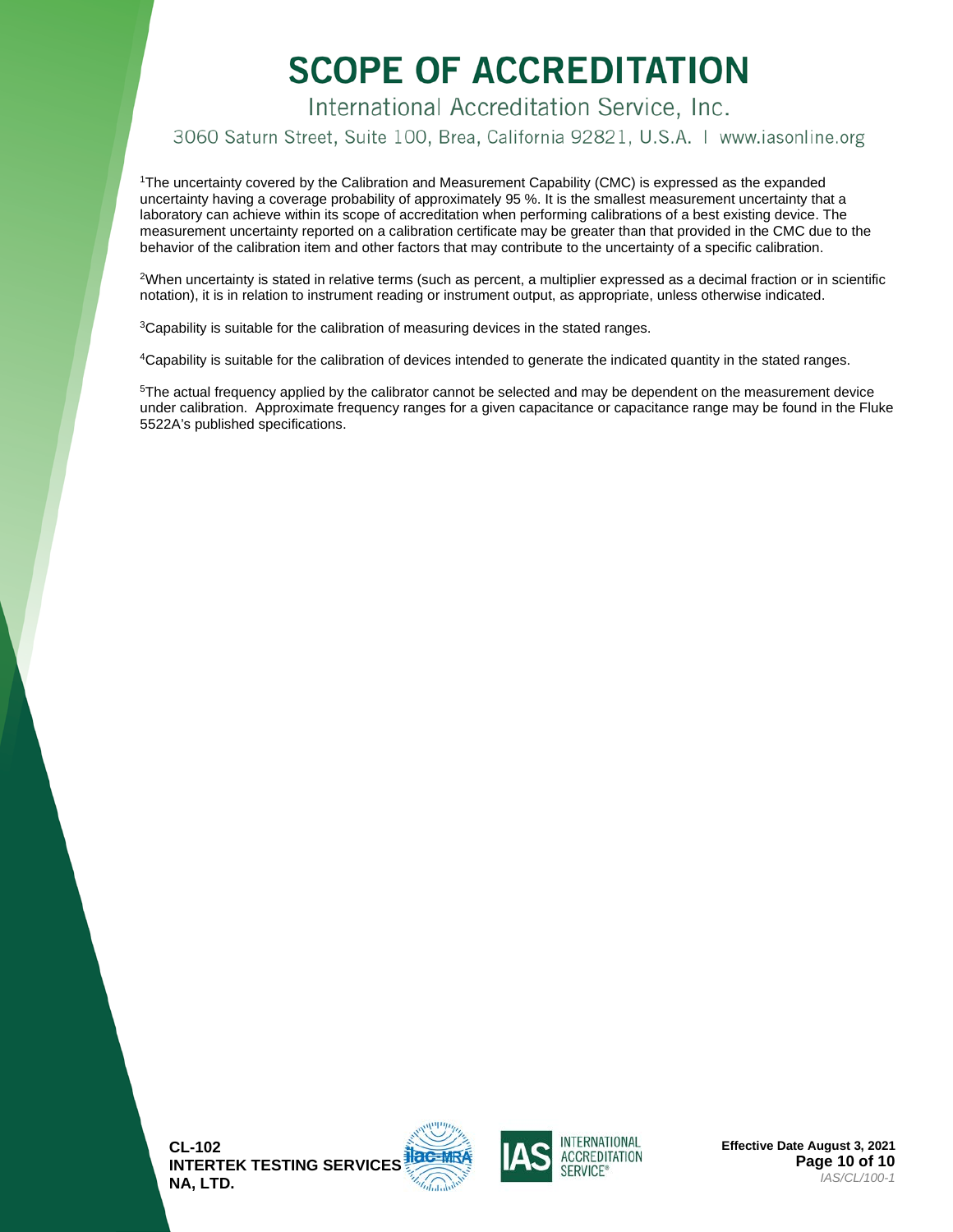# SCOPE OF ACCREDITATION

International Accreditation Service, Inc.

3060 Saturn Street, Suite 100, Brea, California 92821, U.S.A. | www.iasonline.org

[1]The uncertainty covered by the Calibration and Measurement Capability (CMC) is expressed as the expanded uncertainty having a coverage probability of approximately 95 %. It is the smallest measurement uncertainty that a laboratory can achieve within its scope of accreditation when performing calibrations of a best existing device. The measurement uncertainty reported on a calibration certificate may be greater than that provided in the CMC due to the behavior of the calibration item and other factors that may contribute to the uncertainty of a specific calibration.

[2]When uncertainty is stated in relative terms (such as percent, a multiplier expressed as a decimal fraction or in scientific notation), it is in relation to instrument reading or instrument output, as appropriate, unless otherwise indicated.

[3]Capability is suitable for the calibration of measuring devices in the stated ranges.

[4]Capability is suitable for the calibration of devices intended to generate the indicated quantity in the stated ranges.

[5]The actual frequency applied by the calibrator cannot be selected and may be dependent on the measurement device under calibration. Approximate frequency ranges for a given capacitance or capacitance range may be found in the Fluke 5522A's published specifications.

**CL-102**
**INTERTEK TESTING SERVICES NA, LTD.**

**Effective Date August 3, 2021**